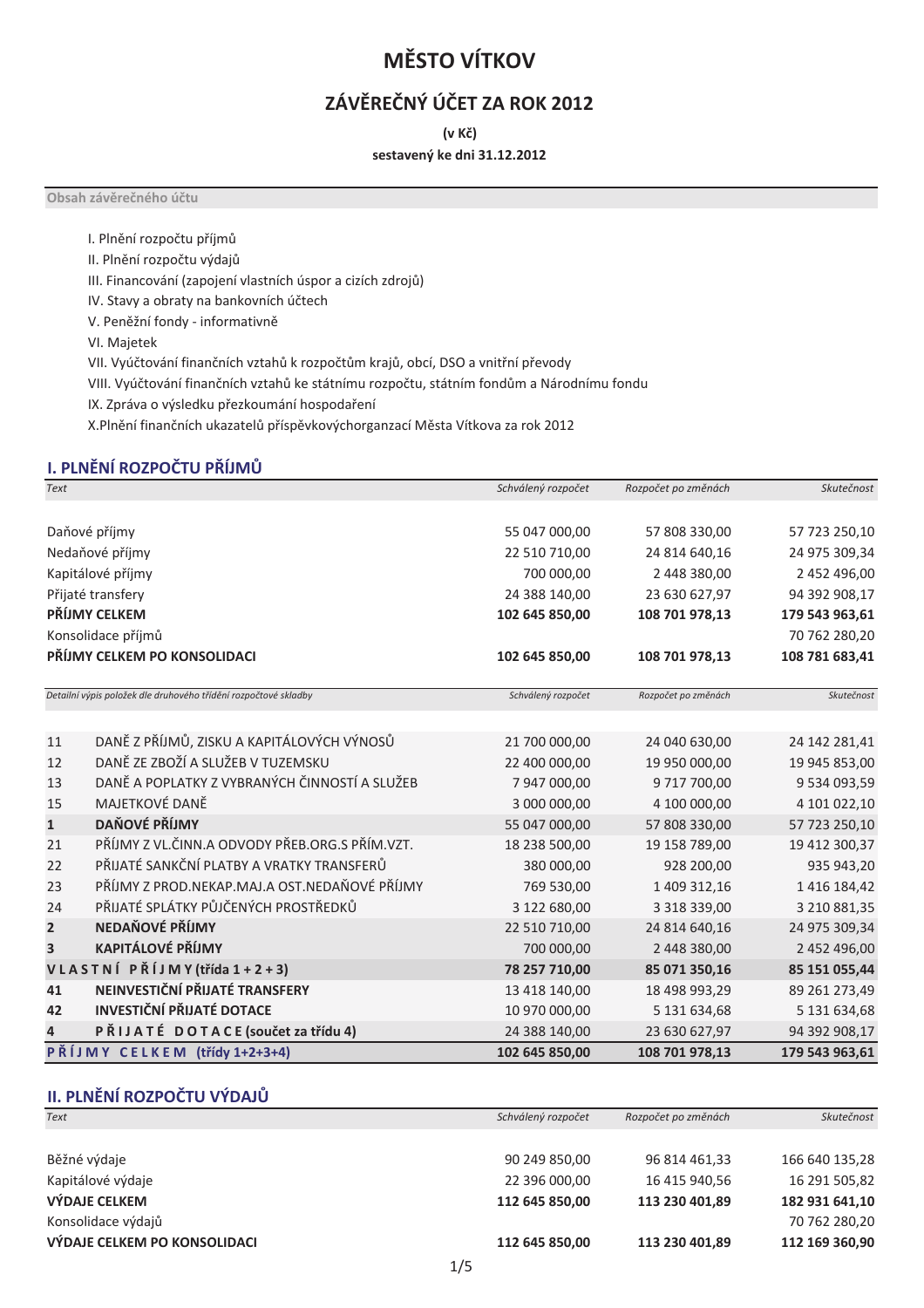# MĚSTO VÍTKOV

## ZÁVĚREČNÝ ÚČET ZA ROK 2012

**(v Kč)**

**sestavený ke dni 31.12.2012**

**Obsah závěrečného účtu**

I. Plnění rozpočtu příjmů
II. Plnění rozpočtu výdajů
III. Financování (zapojení vlastních úspor a cizích zdrojů)
IV. Stavy a obraty na bankovních účtech
V. Peněžní fondy - informativně
VI. Majetek
VII. Vyúčtování finančních vztahů k rozpočtům krajů, obcí, DSO a vnitřní převody
VIII. Vyúčtování finančních vztahů ke státnímu rozpočtu, státním fondům a Národnímu fondu
IX. Zpráva o výsledku přezkoumání hospodaření
X.Plnění finančních ukazatelů příspěvkovýchorganzací Města Vítkova za rok 2012

## I. PLNĚNÍ ROZPOČTU PŘÍJMŮ

| *Text* | *Schválený rozpočet* | *Rozpočet po změnách* | *Skutečnost* |
|---|---|---|---|
| Daňové příjmy | 55 047 000,00 | 57 808 330,00 | 57 723 250,10 |
| Nedaňové příjmy | 22 510 710,00 | 24 814 640,16 | 24 975 309,34 |
| Kapitálové příjmy | 700 000,00 | 2 448 380,00 | 2 452 496,00 |
| Přijaté transfery | 24 388 140,00 | 23 630 627,97 | 94 392 908,17 |
| **PŘÍJMY CELKEM** | **102 645 850,00** | **108 701 978,13** | **179 543 963,61** |
| Konsolidace příjmů | | | 70 762 280,20 |
| **PŘÍJMY CELKEM PO KONSOLIDACI** | **102 645 850,00** | **108 701 978,13** | **108 781 683,41** |

| | *Detailní výpis položek dle druhového třídění rozpočtové skladby* | *Schválený rozpočet* | *Rozpočet po změnách* | *Skutečnost* |
|---|---|---|---|---|
| 11 | DANĚ Z PŘÍJMŮ, ZISKU A KAPITÁLOVÝCH VÝNOSŮ | 21 700 000,00 | 24 040 630,00 | 24 142 281,41 |
| 12 | DANĚ ZE ZBOŽÍ A SLUŽEB V TUZEMSKU | 22 400 000,00 | 19 950 000,00 | 19 945 853,00 |
| 13 | DANĚ A POPLATKY Z VYBRANÝCH ČINNOSTÍ A SLUŽEB | 7 947 000,00 | 9 717 700,00 | 9 534 093,59 |
| 15 | MAJETKOVÉ DANĚ | 3 000 000,00 | 4 100 000,00 | 4 101 022,10 |
| **1** | **DAŇOVÉ PŘÍJMY** | **55 047 000,00** | **57 808 330,00** | **57 723 250,10** |
| 21 | PŘÍJMY Z VL.ČINN.A ODVODY PŘEB.ORG.S PŘÍM.VZT. | 18 238 500,00 | 19 158 789,00 | 19 412 300,37 |
| 22 | PŘIJATÉ SANKČNÍ PLATBY A VRATKY TRANSFERŮ | 380 000,00 | 928 200,00 | 935 943,20 |
| 23 | PŘÍJMY Z PROD.NEKAP.MAJ.A OST.NEDAŇOVÉ PŘÍJMY | 769 530,00 | 1 409 312,16 | 1 416 184,42 |
| 24 | PŘIJATÉ SPLÁTKY PŮJČENÝCH PROSTŘEDKŮ | 3 122 680,00 | 3 318 339,00 | 3 210 881,35 |
| **2** | **NEDAŇOVÉ PŘÍJMY** | **22 510 710,00** | **24 814 640,16** | **24 975 309,34** |
| **3** | **KAPITÁLOVÉ PŘÍJMY** | **700 000,00** | **2 448 380,00** | **2 452 496,00** |
| **VLASTNÍ PŘÍJMY (třída 1 + 2 + 3)** | | **78 257 710,00** | **85 071 350,16** | **85 151 055,44** |
| **41** | **NEINVESTIČNÍ PŘIJATÉ TRANSFERY** | **13 418 140,00** | **18 498 993,29** | **89 261 273,49** |
| **42** | **INVESTIČNÍ PŘIJATÉ DOTACE** | **10 970 000,00** | **5 131 634,68** | **5 131 634,68** |
| **4** | **PŘIJATÉ DOTACE (součet za třídu 4)** | **24 388 140,00** | **23 630 627,97** | **94 392 908,17** |
| **PŘÍJMY CELKEM (třídy 1+2+3+4)** | | **102 645 850,00** | **108 701 978,13** | **179 543 963,61** |

## II. PLNĚNÍ ROZPOČTU VÝDAJŮ

| *Text* | *Schválený rozpočet* | *Rozpočet po změnách* | *Skutečnost* |
|---|---|---|---|
| Běžné výdaje | 90 249 850,00 | 96 814 461,33 | 166 640 135,28 |
| Kapitálové výdaje | 22 396 000,00 | 16 415 940,56 | 16 291 505,82 |
| **VÝDAJE CELKEM** | **112 645 850,00** | **113 230 401,89** | **182 931 641,10** |
| Konsolidace výdajů | | | 70 762 280,20 |
| **VÝDAJE CELKEM PO KONSOLIDACI** | **112 645 850,00** | **113 230 401,89** | **112 169 360,90** |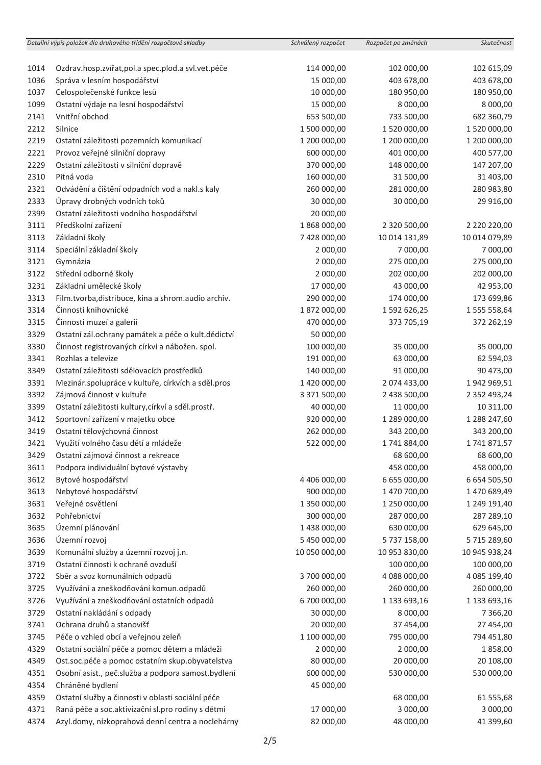| Detailní výpis položek dle druhového třídění rozpočtové skladby | | Schválený rozpočet | Rozpočet po změnách | Skutečnost |
|---|---|---|---|---|
| 1014 | Ozdrav.hosp.zvířat,pol.a spec.plod.a svl.vet.péče | 114 000,00 | 102 000,00 | 102 615,09 |
| 1036 | Správa v lesním hospodářství | 15 000,00 | 403 678,00 | 403 678,00 |
| 1037 | Celospolečenské funkce lesů | 10 000,00 | 180 950,00 | 180 950,00 |
| 1099 | Ostatní výdaje na lesní hospodářství | 15 000,00 | 8 000,00 | 8 000,00 |
| 2141 | Vnitřní obchod | 653 500,00 | 733 500,00 | 682 360,79 |
| 2212 | Silnice | 1 500 000,00 | 1 520 000,00 | 1 520 000,00 |
| 2219 | Ostatní záležitosti pozemních komunikací | 1 200 000,00 | 1 200 000,00 | 1 200 000,00 |
| 2221 | Provoz veřejné silniční dopravy | 600 000,00 | 401 000,00 | 400 577,00 |
| 2229 | Ostatní záležitosti v silniční dopravě | 370 000,00 | 148 000,00 | 147 207,00 |
| 2310 | Pitná voda | 160 000,00 | 31 500,00 | 31 403,00 |
| 2321 | Odvádění a čištění odpadních vod a nakl.s kaly | 260 000,00 | 281 000,00 | 280 983,80 |
| 2333 | Úpravy drobných vodních toků | 30 000,00 | 30 000,00 | 29 916,00 |
| 2399 | Ostatní záležitosti vodního hospodářství | 20 000,00 | | |
| 3111 | Předškolní zařízení | 1 868 000,00 | 2 320 500,00 | 2 220 220,00 |
| 3113 | Základní školy | 7 428 000,00 | 10 014 131,89 | 10 014 079,89 |
| 3114 | Speciální základní školy | 2 000,00 | 7 000,00 | 7 000,00 |
| 3121 | Gymnázia | 2 000,00 | 275 000,00 | 275 000,00 |
| 3122 | Střední odborné školy | 2 000,00 | 202 000,00 | 202 000,00 |
| 3231 | Základní umělecké školy | 17 000,00 | 43 000,00 | 42 953,00 |
| 3313 | Film.tvorba,distribuce, kina a shrom.audio archiv. | 290 000,00 | 174 000,00 | 173 699,86 |
| 3314 | Činnosti knihovnické | 1 872 000,00 | 1 592 626,25 | 1 555 558,64 |
| 3315 | Činnosti muzeí a galerií | 470 000,00 | 373 705,19 | 372 262,19 |
| 3329 | Ostatní zál.ochrany památek a péče o kult.dědictví | 50 000,00 | | |
| 3330 | Činnost registrovaných církví a nábožen. spol. | 100 000,00 | 35 000,00 | 35 000,00 |
| 3341 | Rozhlas a televize | 191 000,00 | 63 000,00 | 62 594,03 |
| 3349 | Ostatní záležitosti sdělovacích prostředků | 140 000,00 | 91 000,00 | 90 473,00 |
| 3391 | Mezinár.spolupráce v kultuře, církvích a sděl.pros | 1 420 000,00 | 2 074 433,00 | 1 942 969,51 |
| 3392 | Zájmová činnost v kultuře | 3 371 500,00 | 2 438 500,00 | 2 352 493,24 |
| 3399 | Ostatní záležitosti kultury,církví a sděl.prostř. | 40 000,00 | 11 000,00 | 10 311,00 |
| 3412 | Sportovní zařízení v majetku obce | 920 000,00 | 1 289 000,00 | 1 288 247,60 |
| 3419 | Ostatní tělovýchovná činnost | 262 000,00 | 343 200,00 | 343 200,00 |
| 3421 | Využití volného času dětí a mládeže | 522 000,00 | 1 741 884,00 | 1 741 871,57 |
| 3429 | Ostatní zájmová činnost a rekreace | | 68 600,00 | 68 600,00 |
| 3611 | Podpora individuální bytové výstavby | | 458 000,00 | 458 000,00 |
| 3612 | Bytové hospodářství | 4 406 000,00 | 6 655 000,00 | 6 654 505,50 |
| 3613 | Nebytové hospodářství | 900 000,00 | 1 470 700,00 | 1 470 689,49 |
| 3631 | Veřejné osvětlení | 1 350 000,00 | 1 250 000,00 | 1 249 191,40 |
| 3632 | Pohřebnictví | 300 000,00 | 287 000,00 | 287 289,10 |
| 3635 | Územní plánování | 1 438 000,00 | 630 000,00 | 629 645,00 |
| 3636 | Územní rozvoj | 5 450 000,00 | 5 737 158,00 | 5 715 289,60 |
| 3639 | Komunální služby a územní rozvoj j.n. | 10 050 000,00 | 10 953 830,00 | 10 945 938,24 |
| 3719 | Ostatní činnosti k ochraně ovzduší | | 100 000,00 | 100 000,00 |
| 3722 | Sběr a svoz komunálních odpadů | 3 700 000,00 | 4 088 000,00 | 4 085 199,40 |
| 3725 | Využívání a zneškodňování komun.odpadů | 260 000,00 | 260 000,00 | 260 000,00 |
| 3726 | Využívání a zneškodňování ostatních odpadů | 6 700 000,00 | 1 133 693,16 | 1 133 693,16 |
| 3729 | Ostatní nakládání s odpady | 30 000,00 | 8 000,00 | 7 366,20 |
| 3741 | Ochrana druhů a stanovišť | 20 000,00 | 37 454,00 | 27 454,00 |
| 3745 | Péče o vzhled obcí a veřejnou zeleň | 1 100 000,00 | 795 000,00 | 794 451,80 |
| 4329 | Ostatní sociální péče a pomoc dětem a mládeži | 2 000,00 | 2 000,00 | 1 858,00 |
| 4349 | Ost.soc.péče a pomoc ostatním skup.obyvatelstva | 80 000,00 | 20 000,00 | 20 108,00 |
| 4351 | Osobní asist., peč.služba a podpora samost.bydlení | 600 000,00 | 530 000,00 | 530 000,00 |
| 4354 | Chráněné bydlení | 45 000,00 | | |
| 4359 | Ostatní služby a činnosti v oblasti sociální péče | | 68 000,00 | 61 555,68 |
| 4371 | Raná péče a soc.aktivizační sl.pro rodiny s dětmi | 17 000,00 | 3 000,00 | 3 000,00 |
| 4374 | Azyl.domy, nízkoprahová denní centra a noclehárny | 82 000,00 | 48 000,00 | 41 399,60 |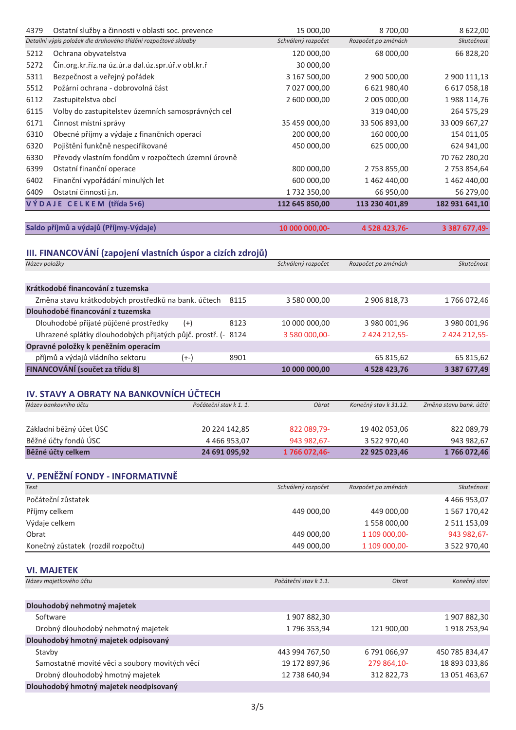| | | Schválený rozpočet | Rozpočet po změnách | Skutečnost |
|---|---|---|---|---|
| 4379 | Ostatní služby a činnosti v oblasti soc. prevence | 15 000,00 | 8 700,00 | 8 622,00 |

*Detailní výpis položek dle druhového třídění rozpočtové skladby*

| | | Schválený rozpočet | Rozpočet po změnách | Skutečnost |
|---|---|---|---|---|
| 5212 | Ochrana obyvatelstva | 120 000,00 | 68 000,00 | 66 828,20 |
| 5272 | Čin.org.kr.říz.na úz.úr.a dal.úz.spr.úř.v obl.kr.ř | 30 000,00 | | |
| 5311 | Bezpečnost a veřejný pořádek | 3 167 500,00 | 2 900 500,00 | 2 900 111,13 |
| 5512 | Požární ochrana - dobrovolná část | 7 027 000,00 | 6 621 980,40 | 6 617 058,18 |
| 6112 | Zastupitelstva obcí | 2 600 000,00 | 2 005 000,00 | 1 988 114,76 |
| 6115 | Volby do zastupitelstev územních samosprávných cel | | 319 040,00 | 264 575,29 |
| 6171 | Činnost místní správy | 35 459 000,00 | 33 506 893,00 | 33 009 667,27 |
| 6310 | Obecné příjmy a výdaje z finančních operací | 200 000,00 | 160 000,00 | 154 011,05 |
| 6320 | Pojištění funkčně nespecifikované | 450 000,00 | 625 000,00 | 624 941,00 |
| 6330 | Převody vlastním fondům v rozpočtech územní úrovně | | | 70 762 280,20 |
| 6399 | Ostatní finanční operace | 800 000,00 | 2 753 855,00 | 2 753 854,64 |
| 6402 | Finanční vypořádání minulých let | 600 000,00 | 1 462 440,00 | 1 462 440,00 |
| 6409 | Ostatní činnosti j.n. | 1 732 350,00 | 66 950,00 | 56 279,00 |
| **VÝDAJE CELKEM (třída 5+6)** | | **112 645 850,00** | **113 230 401,89** | **182 931 641,10** |

| | Schválený rozpočet | Rozpočet po změnách | Skutečnost |
|---|---|---|---|
| **Saldo příjmů a výdajů (Příjmy-Výdaje)** | **10 000 000,00-** | **4 528 423,76-** | **3 387 677,49-** |

## III. FINANCOVÁNÍ (zapojení vlastních úspor a cizích zdrojů)

| Název položky | | | Schválený rozpočet | Rozpočet po změnách | Skutečnost |
|---|---|---|---|---|---|
| **Krátkodobé financování z tuzemska** | | | | | |
| Změna stavu krátkodobých prostředků na bank. účtech | | 8115 | 3 580 000,00 | 2 906 818,73 | 1 766 072,46 |
| **Dlouhodobé financování z tuzemska** | | | | | |
| Dlouhodobé přijaté půjčené prostředky | (+) | 8123 | 10 000 000,00 | 3 980 001,96 | 3 980 001,96 |
| Uhrazené splátky dlouhodobých přijatých půjč. prostř. (- | | 8124 | 3 580 000,00- | 2 424 212,55- | 2 424 212,55- |
| **Opravné položky k peněžním operacím** | | | | | |
| příjmů a výdajů vládního sektoru | (+-) | 8901 | | 65 815,62 | 65 815,62 |
| **FINANCOVÁNÍ (součet za třídu 8)** | | | **10 000 000,00** | **4 528 423,76** | **3 387 677,49** |

## IV. STAVY A OBRATY NA BANKOVNÍCH ÚČTECH

| Název bankovního účtu | Počáteční stav k 1. 1. | Obrat | Konečný stav k 31.12. | Změna stavu bank. účtů |
|---|---|---|---|---|
| Základní běžný účet ÚSC | 20 224 142,85 | 822 089,79- | 19 402 053,06 | 822 089,79 |
| Běžné účty fondů ÚSC | 4 466 953,07 | 943 982,67- | 3 522 970,40 | 943 982,67 |
| **Běžné účty celkem** | **24 691 095,92** | **1 766 072,46-** | **22 925 023,46** | **1 766 072,46** |

## V. PENĚŽNÍ FONDY - INFORMATIVNĚ

| Text | Schválený rozpočet | Rozpočet po změnách | Skutečnost |
|---|---|---|---|
| Počáteční zůstatek | | | 4 466 953,07 |
| Příjmy celkem | 449 000,00 | 449 000,00 | 1 567 170,42 |
| Výdaje celkem | | 1 558 000,00 | 2 511 153,09 |
| Obrat | 449 000,00 | 1 109 000,00- | 943 982,67- |
| Konečný zůstatek (rozdíl rozpočtu) | 449 000,00 | 1 109 000,00- | 3 522 970,40 |

## VI. MAJETEK

| Název majetkového účtu | Počáteční stav k 1.1. | Obrat | Konečný stav |
|---|---|---|---|
| **Dlouhodobý nehmotný majetek** | | | |
| Software | 1 907 882,30 | | 1 907 882,30 |
| Drobný dlouhodobý nehmotný majetek | 1 796 353,94 | 121 900,00 | 1 918 253,94 |
| **Dlouhodobý hmotný majetek odpisovaný** | | | |
| Stavby | 443 994 767,50 | 6 791 066,97 | 450 785 834,47 |
| Samostatné movité věci a soubory movitých věcí | 19 172 897,96 | 279 864,10- | 18 893 033,86 |
| Drobný dlouhodobý hmotný majetek | 12 738 640,94 | 312 822,73 | 13 051 463,67 |
| **Dlouhodobý hmotný majetek neodpisovaný** | | | |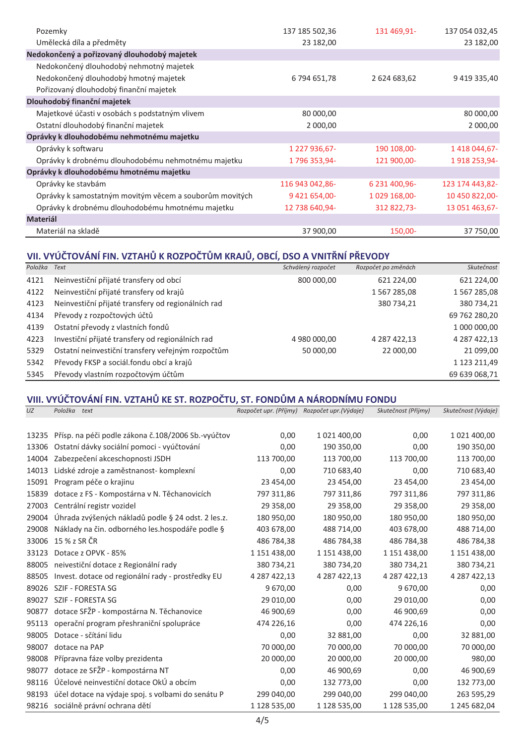| | | | |
|---|---|---|---|
| Pozemky | 137 185 502,36 | 131 469,91- | 137 054 032,45 |
| Umělecká díla a předměty | 23 182,00 | | 23 182,00 |
| **Nedokončený a pořizovaný dlouhodobý majetek** | | | |
| Nedokončený dlouhodobý nehmotný majetek | | | |
| Nedokončený dlouhodobý hmotný majetek | 6 794 651,78 | 2 624 683,62 | 9 419 335,40 |
| Pořizovaný dlouhodobý finanční majetek | | | |
| **Dlouhodobý finanční majetek** | | | |
| Majetkové účasti v osobách s podstatným vlivem | 80 000,00 | | 80 000,00 |
| Ostatní dlouhodobý finanční majetek | 2 000,00 | | 2 000,00 |
| **Oprávky k dlouhodobému nehmotnému majetku** | | | |
| Oprávky k softwaru | 1 227 936,67- | 190 108,00- | 1 418 044,67- |
| Oprávky k drobnému dlouhodobému nehmotnému majetku | 1 796 353,94- | 121 900,00- | 1 918 253,94- |
| **Oprávky k dlouhodobému hmotnému majetku** | | | |
| Oprávky ke stavbám | 116 943 042,86- | 6 231 400,96- | 123 174 443,82- |
| Oprávky k samostatným movitým věcem a souborům movitých | 9 421 654,00- | 1 029 168,00- | 10 450 822,00- |
| Oprávky k drobnému dlouhodobému hmotnému majetku | 12 738 640,94- | 312 822,73- | 13 051 463,67- |
| **Materiál** | | | |
| Materiál na skladě | 37 900,00 | 150,00- | 37 750,00 |

## VII. VYÚČTOVÁNÍ FIN. VZTAHŮ K ROZPOČTŮM KRAJŮ, OBCÍ, DSO A VNITŘNÍ PŘEVODY

| *Položka* | *Text* | *Schválený rozpočet* | *Rozpočet po změnách* | *Skutečnost* |
|---|---|---|---|---|
| 4121 | Neinvestiční přijaté transfery od obcí | 800 000,00 | 621 224,00 | 621 224,00 |
| 4122 | Neinvestiční přijaté transfery od krajů | | 1 567 285,08 | 1 567 285,08 |
| 4123 | Neinvestiční přijaté transfery od regionálních rad | | 380 734,21 | 380 734,21 |
| 4134 | Převody z rozpočtových účtů | | | 69 762 280,20 |
| 4139 | Ostatní převody z vlastních fondů | | | 1 000 000,00 |
| 4223 | Investiční přijaté transfery od regionálních rad | 4 980 000,00 | 4 287 422,13 | 4 287 422,13 |
| 5329 | Ostatní neinvestiční transfery veřejným rozpočtům | 50 000,00 | 22 000,00 | 21 099,00 |
| 5342 | Převody FKSP a sociál.fondu obcí a krajů | | | 1 123 211,49 |
| 5345 | Převody vlastním rozpočtovým účtům | | | 69 639 068,71 |

## VIII. VYÚČTOVÁNÍ FIN. VZTAHŮ KE ST. ROZPOČTU, ST. FONDŮM A NÁRODNÍMU FONDU

| *UZ* | *Položka text* | *Rozpočet upr. (Příjmy)* | *Rozpočet upr.(Výdaje)* | *Skutečnost (Příjmy)* | *Skutečnost (Výdaje)* |
|---|---|---|---|---|---|
| 13235 | Přísp. na péči podle zákona č.108/2006 Sb.-vyúčtov | 0,00 | 1 021 400,00 | 0,00 | 1 021 400,00 |
| 13306 | Ostatní dávky sociální pomoci - vyúčtování | 0,00 | 190 350,00 | 0,00 | 190 350,00 |
| 14004 | Zabezpečení akceschopnosti JSDH | 113 700,00 | 113 700,00 | 113 700,00 | 113 700,00 |
| 14013 | Lidské zdroje a zaměstnanost- komplexní | 0,00 | 710 683,40 | 0,00 | 710 683,40 |
| 15091 | Program péče o krajinu | 23 454,00 | 23 454,00 | 23 454,00 | 23 454,00 |
| 15839 | dotace z FS - Kompostárna v N. Těchanovicích | 797 311,86 | 797 311,86 | 797 311,86 | 797 311,86 |
| 27003 | Centrální registr vozidel | 29 358,00 | 29 358,00 | 29 358,00 | 29 358,00 |
| 29004 | Úhrada zvýšených nákladů podle § 24 odst. 2 les.z. | 180 950,00 | 180 950,00 | 180 950,00 | 180 950,00 |
| 29008 | Náklady na čin. odborného les.hospodáře podle § | 403 678,00 | 488 714,00 | 403 678,00 | 488 714,00 |
| 33006 | 15 % z SR ČR | 486 784,38 | 486 784,38 | 486 784,38 | 486 784,38 |
| 33123 | Dotace z OPVK - 85% | 1 151 438,00 | 1 151 438,00 | 1 151 438,00 | 1 151 438,00 |
| 88005 | neivestiční dotace z Regionální rady | 380 734,21 | 380 734,20 | 380 734,21 | 380 734,21 |
| 88505 | Invest. dotace od regionální rady - prostředky EU | 4 287 422,13 | 4 287 422,13 | 4 287 422,13 | 4 287 422,13 |
| 89026 | SZIF - FORESTA SG | 9 670,00 | 0,00 | 9 670,00 | 0,00 |
| 89027 | SZIF - FORESTA SG | 29 010,00 | 0,00 | 29 010,00 | 0,00 |
| 90877 | dotace SFŽP - kompostárna N. Těchanovice | 46 900,69 | 0,00 | 46 900,69 | 0,00 |
| 95113 | operační program přeshraniční spolupráce | 474 226,16 | 0,00 | 474 226,16 | 0,00 |
| 98005 | Dotace - sčítání lidu | 0,00 | 32 881,00 | 0,00 | 32 881,00 |
| 98007 | dotace na PAP | 70 000,00 | 70 000,00 | 70 000,00 | 70 000,00 |
| 98008 | Přípravna fáze volby prezidenta | 20 000,00 | 20 000,00 | 20 000,00 | 980,00 |
| 98077 | dotace ze SFŽP - kompostárna NT | 0,00 | 46 900,69 | 0,00 | 46 900,69 |
| 98116 | Účelové neinvestiční dotace OkÚ a obcím | 0,00 | 132 773,00 | 0,00 | 132 773,00 |
| 98193 | účel dotace na výdaje spoj. s volbami do senátu P | 299 040,00 | 299 040,00 | 299 040,00 | 263 595,29 |
| 98216 | sociálně právní ochrana dětí | 1 128 535,00 | 1 128 535,00 | 1 128 535,00 | 1 245 682,04 |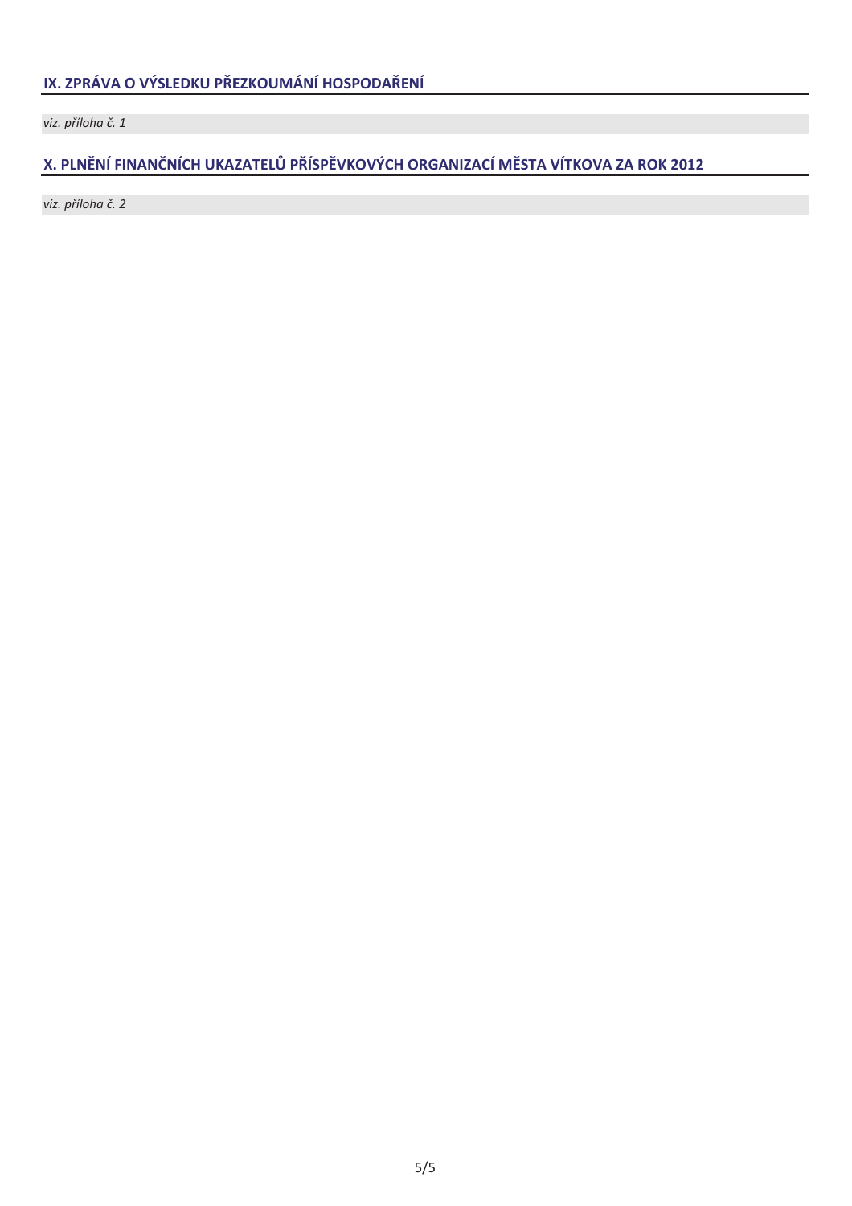## IX. ZPRÁVA O VÝSLEDKU PŘEZKOUMÁNÍ HOSPODAŘENÍ

*viz. příloha č. 1*

## X. PLNĚNÍ FINANČNÍCH UKAZATELŮ PŘÍSPĚVKOVÝCH ORGANIZACÍ MĚSTA VÍTKOVA ZA ROK 2012

*viz. příloha č. 2*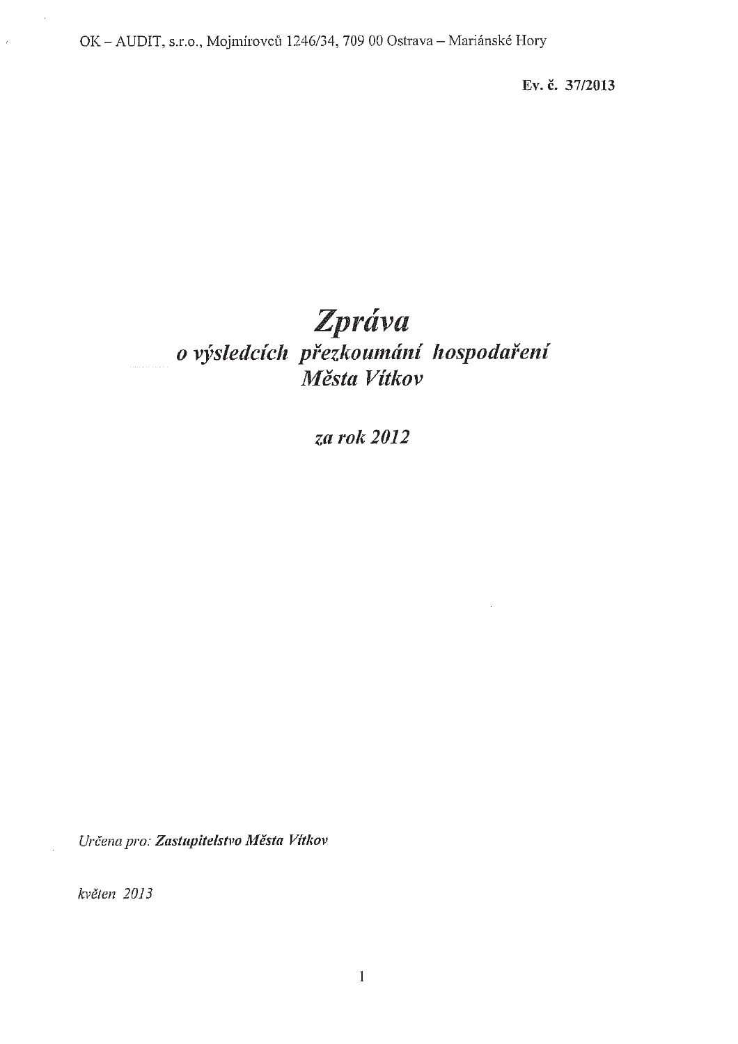OK – AUDIT, s.r.o., Mojmírovců 1246/34, 709 00 Ostrava – Mariánské Hory

**Ev. č. 37/2013**

# *Zpráva*

## *o výsledcích přezkoumání hospodaření Města Vítkov*

## *za rok 2012*

*Určena pro:* ***Zastupitelstvo Města Vítkov***

*květen 2013*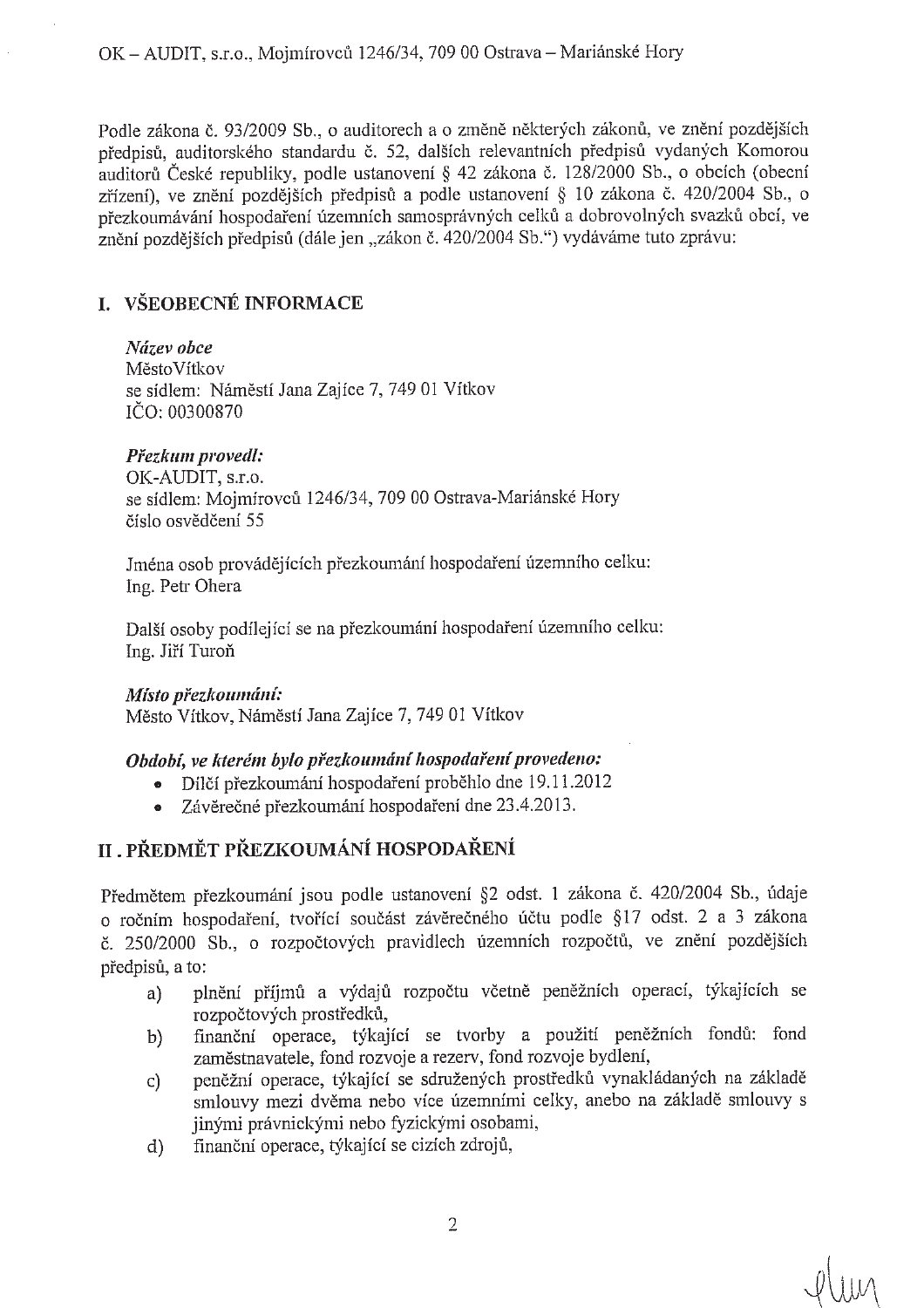Podle zákona č. 93/2009 Sb., o auditorech a o změně některých zákonů, ve znění pozdějších předpisů, auditorského standardu č. 52, dalších relevantních předpisů vydaných Komorou auditorů České republiky, podle ustanovení § 42 zákona č. 128/2000 Sb., o obcích (obecní zřízení), ve znění pozdějších předpisů a podle ustanovení § 10 zákona č. 420/2004 Sb., o přezkoumávání hospodaření územních samosprávných celků a dobrovolných svazků obcí, ve znění pozdějších předpisů (dále jen „zákon č. 420/2004 Sb.") vydáváme tuto zprávu:

## I. VŠEOBECNÉ INFORMACE

***Název obce***
MěstoVítkov
se sídlem: Náměstí Jana Zajíce 7, 749 01 Vítkov
IČO: 00300870

***Přezkum provedl:***
OK-AUDIT, s.r.o.
se sídlem: Mojmírovců 1246/34, 709 00 Ostrava-Mariánské Hory
číslo osvědčení 55

Jména osob provádějících přezkoumání hospodaření územního celku:
Ing. Petr Ohera

Další osoby podílející se na přezkoumání hospodaření územního celku:
Ing. Jiří Turoň

***Místo přezkoumání:***
Město Vítkov, Náměstí Jana Zajíce 7, 749 01 Vítkov

***Období, ve kterém bylo přezkoumání hospodaření provedeno:***

- Dílčí přezkoumání hospodaření proběhlo dne 19.11.2012
- Závěrečné přezkoumání hospodaření dne 23.4.2013.

## II. PŘEDMĚT PŘEZKOUMÁNÍ HOSPODAŘENÍ

Předmětem přezkoumání jsou podle ustanovení §2 odst. 1 zákona č. 420/2004 Sb., údaje o ročním hospodaření, tvořící součást závěrečného účtu podle §17 odst. 2 a 3 zákona č. 250/2000 Sb., o rozpočtových pravidlech územních rozpočtů, ve znění pozdějších předpisů, a to:

a) plnění příjmů a výdajů rozpočtu včetně peněžních operací, týkajících se rozpočtových prostředků,
b) finanční operace, týkající se tvorby a použití peněžních fondů: fond zaměstnavatele, fond rozvoje a rezerv, fond rozvoje bydlení,
c) peněžní operace, týkající se sdružených prostředků vynakládaných na základě smlouvy mezi dvěma nebo více územními celky, anebo na základě smlouvy s jinými právnickými nebo fyzickými osobami,
d) finanční operace, týkající se cizích zdrojů,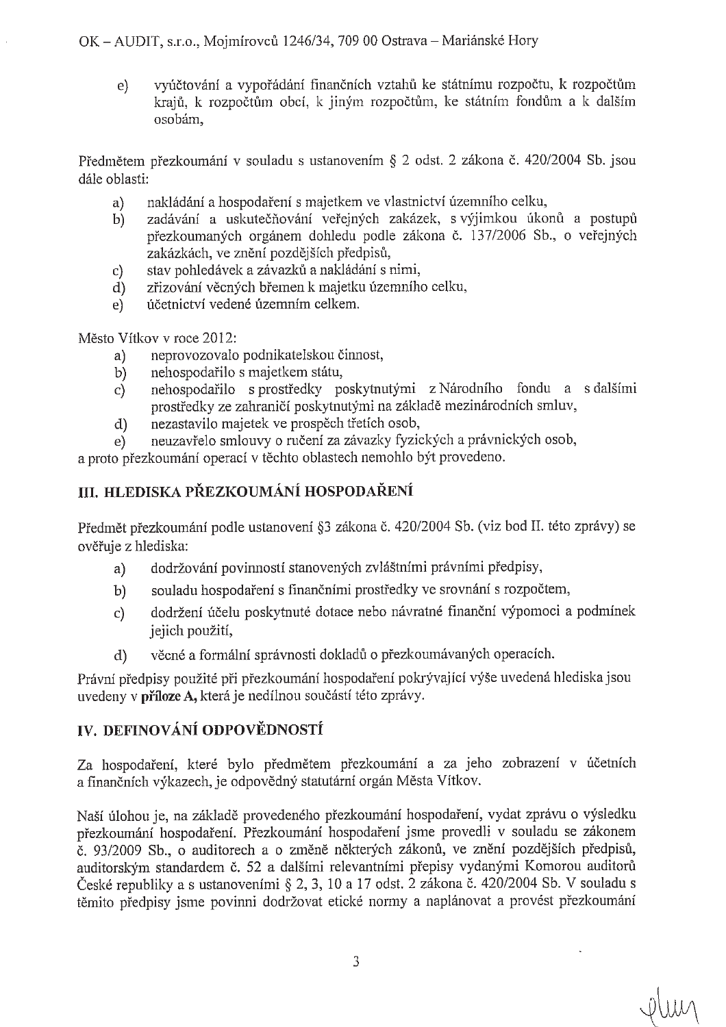e) vyúčtování a vypořádání finančních vztahů ke státnímu rozpočtu, k rozpočtům krajů, k rozpočtům obcí, k jiným rozpočtům, ke státním fondům a k dalším osobám,

Předmětem přezkoumání v souladu s ustanovením § 2 odst. 2 zákona č. 420/2004 Sb. jsou dále oblasti:

a) nakládání a hospodaření s majetkem ve vlastnictví územního celku,
b) zadávání a uskutečňování veřejných zakázek, s výjimkou úkonů a postupů přezkoumaných orgánem dohledu podle zákona č. 137/2006 Sb., o veřejných zakázkách, ve znění pozdějších předpisů,
c) stav pohledávek a závazků a nakládání s nimi,
d) zřizování věcných břemen k majetku územního celku,
e) účetnictví vedené územním celkem.

Město Vítkov v roce 2012:

a) neprovozovalo podnikatelskou činnost,
b) nehospodařilo s majetkem státu,
c) nehospodařilo s prostředky poskytnutými z Národního fondu a s dalšími prostředky ze zahraničí poskytnutými na základě mezinárodních smluv,
d) nezastavilo majetek ve prospěch třetích osob,
e) neuzavřelo smlouvy o ručení za závazky fyzických a právnických osob,

a proto přezkoumání operací v těchto oblastech nemohlo být provedeno.

## III. HLEDISKA PŘEZKOUMÁNÍ HOSPODAŘENÍ

Předmět přezkoumání podle ustanovení §3 zákona č. 420/2004 Sb. (viz bod II. této zprávy) se ověřuje z hlediska:

a) dodržování povinností stanovených zvláštními právními předpisy,
b) souladu hospodaření s finančními prostředky ve srovnání s rozpočtem,
c) dodržení účelu poskytnuté dotace nebo návratné finanční výpomoci a podmínek jejich použití,
d) věcné a formální správnosti dokladů o přezkoumávaných operacích.

Právní předpisy použité při přezkoumání hospodaření pokrývající výše uvedená hlediska jsou uvedeny v **příloze A**, která je nedílnou součástí této zprávy.

## IV. DEFINOVÁNÍ ODPOVĚDNOSTÍ

Za hospodaření, které bylo předmětem přezkoumání a za jeho zobrazení v účetních a finančních výkazech, je odpovědný statutární orgán Města Vítkov.

Naší úlohou je, na základě provedeného přezkoumání hospodaření, vydat zprávu o výsledku přezkoumání hospodaření. Přezkoumání hospodaření jsme provedli v souladu se zákonem č. 93/2009 Sb., o auditorech a o změně některých zákonů, ve znění pozdějších předpisů, auditorským standardem č. 52 a dalšími relevantními přepisy vydanými Komorou auditorů České republiky a s ustanoveními § 2, 3, 10 a 17 odst. 2 zákona č. 420/2004 Sb. V souladu s těmito předpisy jsme povinni dodržovat etické normy a naplánovat a provést přezkoumání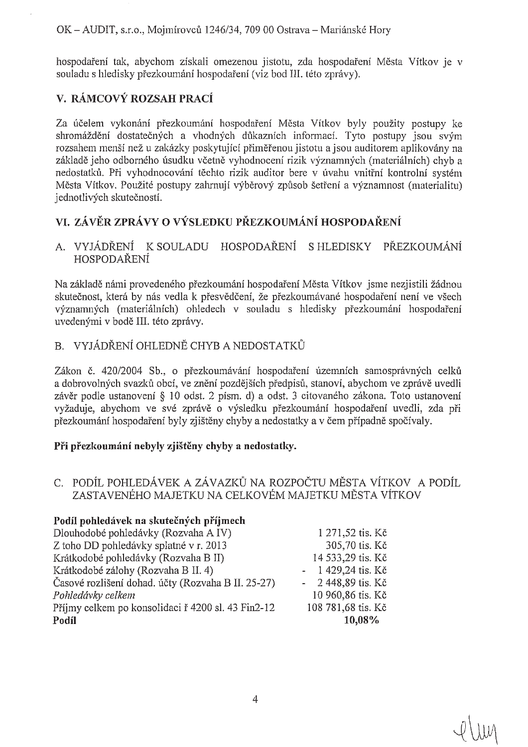hospodaření tak, abychom získali omezenou jistotu, zda hospodaření Města Vítkov je v souladu s hledisky přezkoumání hospodaření (viz bod III. této zprávy).

## V. RÁMCOVÝ ROZSAH PRACÍ

Za účelem vykonání přezkoumání hospodaření Města Vítkov byly použity postupy ke shromáždění dostatečných a vhodných důkazních informací. Tyto postupy jsou svým rozsahem menší než u zakázky poskytující přiměřenou jistotu a jsou auditorem aplikovány na základě jeho odborného úsudku včetně vyhodnocení rizik významných (materiálních) chyb a nedostatků. Při vyhodnocování těchto rizik auditor bere v úvahu vnitřní kontrolní systém Města Vítkov. Použité postupy zahrnují výběrový způsob šetření a významnost (materialitu) jednotlivých skutečností.

## VI. ZÁVĚR ZPRÁVY O VÝSLEDKU PŘEZKOUMÁNÍ HOSPODAŘENÍ

### A. VYJÁDŘENÍ K SOULADU HOSPODAŘENÍ S HLEDISKY PŘEZKOUMÁNÍ HOSPODAŘENÍ

Na základě námi provedeného přezkoumání hospodaření Města Vítkov jsme nezjistili žádnou skutečnost, která by nás vedla k přesvědčení, že přezkoumávané hospodaření není ve všech významných (materiálních) ohledech v souladu s hledisky přezkoumání hospodaření uvedenými v bodě III. této zprávy.

### B. VYJÁDŘENÍ OHLEDNĚ CHYB A NEDOSTATKŮ

Zákon č. 420/2004 Sb., o přezkoumávání hospodaření územních samosprávných celků a dobrovolných svazků obcí, ve znění pozdějších předpisů, stanoví, abychom ve zprávě uvedli závěr podle ustanovení § 10 odst. 2 písm. d) a odst. 3 citovaného zákona. Toto ustanovení vyžaduje, abychom ve své zprávě o výsledku přezkoumání hospodaření uvedli, zda při přezkoumání hospodaření byly zjištěny chyby a nedostatky a v čem případně spočívaly.

**Při přezkoumání nebyly zjištěny chyby a nedostatky.**

### C. PODÍL POHLEDÁVEK A ZÁVAZKŮ NA ROZPOČTU MĚSTA VÍTKOV A PODÍL ZASTAVENÉHO MAJETKU NA CELKOVÉM MAJETKU MĚSTA VÍTKOV

| **Podíl pohledávek na skutečných příjmech** | |
|---|---|
| Dlouhodobé pohledávky (Rozvaha A IV) | 1 271,52 tis. Kč |
| Z toho DD pohledávky splatné v r. 2013 | 305,70 tis. Kč |
| Krátkodobé pohledávky (Rozvaha B II) | 14 533,29 tis. Kč |
| Krátkodobé zálohy (Rozvaha B II. 4) | - 1 429,24 tis. Kč |
| Časové rozlišení dohad. účty (Rozvaha B II. 25-27) | - 2 448,89 tis. Kč |
| *Pohledávky celkem* | 10 960,86 tis. Kč |
| Příjmy celkem po konsolidaci ř 4200 sl. 43 Fin2-12 | 108 781,68 tis. Kč |
| **Podíl** | **10,08%** |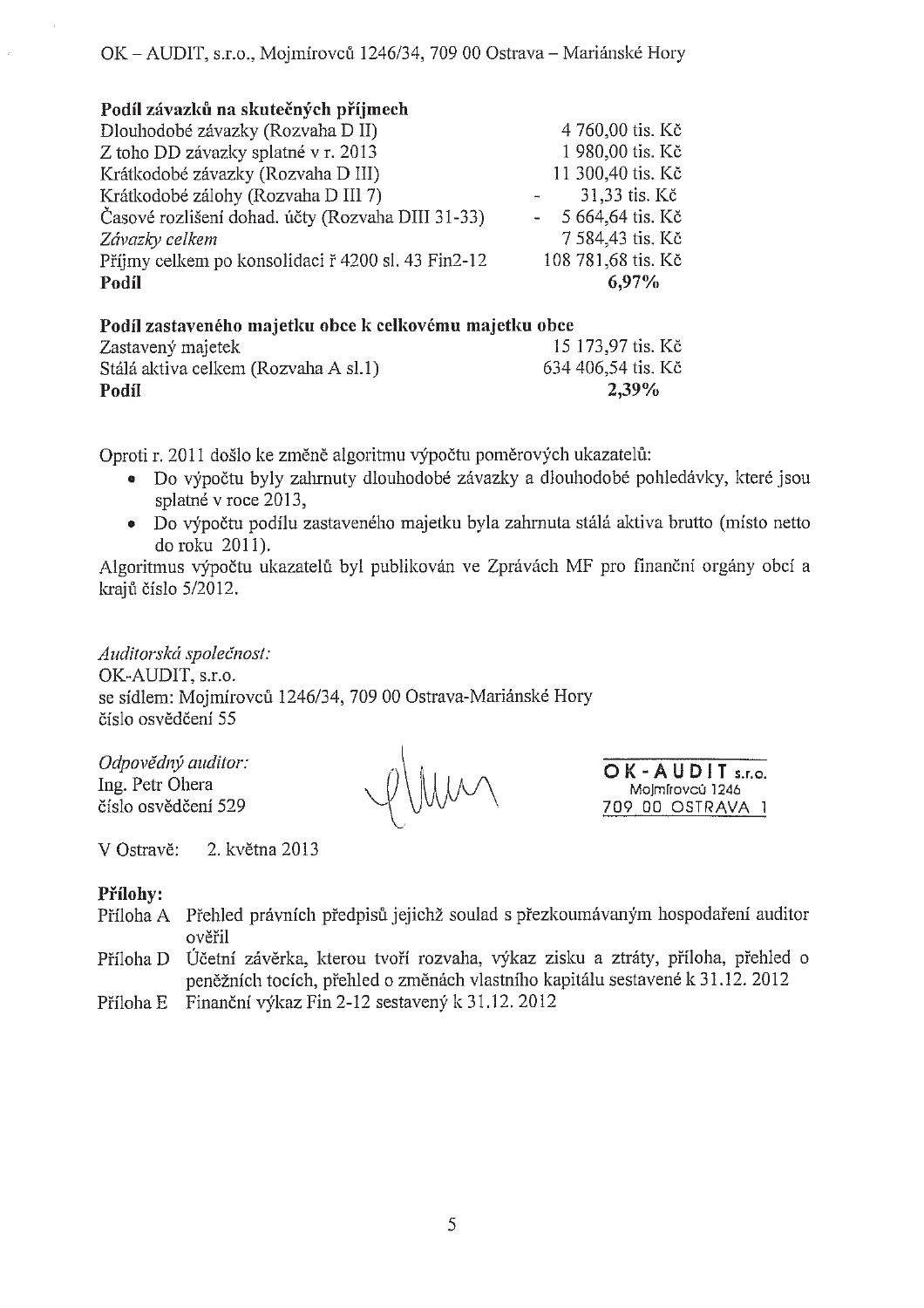**Podíl závazků na skutečných příjmech**

| | |
|---|---|
| Dlouhodobé závazky (Rozvaha D II) | 4 760,00 tis. Kč |
| Z toho DD závazky splatné v r. 2013 | 1 980,00 tis. Kč |
| Krátkodobé závazky (Rozvaha D III) | 11 300,40 tis. Kč |
| Krátkodobé zálohy (Rozvaha D III 7) | - 31,33 tis. Kč |
| Časové rozlišení dohad. účty (Rozvaha DIII 31-33) | - 5 664,64 tis. Kč |
| *Závazky celkem* | 7 584,43 tis. Kč |
| Příjmy celkem po konsolidaci ř 4200 sl. 43 Fin2-12 | 108 781,68 tis. Kč |
| **Podíl** | **6,97%** |

**Podíl zastaveného majetku obce k celkovému majetku obce**

| | |
|---|---|
| Zastavený majetek | 15 173,97 tis. Kč |
| Stálá aktiva celkem (Rozvaha A sl.1) | 634 406,54 tis. Kč |
| **Podíl** | **2,39%** |

Oproti r. 2011 došlo ke změně algoritmu výpočtu poměrových ukazatelů:

- Do výpočtu byly zahrnuty dlouhodobé závazky a dlouhodobé pohledávky, které jsou splatné v roce 2013,
- Do výpočtu podílu zastaveného majetku byla zahrnuta stálá aktiva brutto (místo netto do roku 2011).

Algoritmus výpočtu ukazatelů byl publikován ve Zprávách MF pro finanční orgány obcí a krajů číslo 5/2012.

*Auditorská společnost:*
OK-AUDIT, s.r.o.
se sídlem: Mojmírovců 1246/34, 709 00 Ostrava-Mariánské Hory
číslo osvědčení 55

*Odpovědný auditor:*
Ing. Petr Ohera
číslo osvědčení 529

OK-AUDIT s.r.o.
Mojmírovců 1246
709 00 OSTRAVA 1

V Ostravě: 2. května 2013

**Přílohy:**

Příloha A Přehled právních předpisů jejichž soulad s přezkoumávaným hospodaření auditor ověřil

Příloha D Účetní závěrka, kterou tvoří rozvaha, výkaz zisku a ztráty, příloha, přehled o peněžních tocích, přehled o změnách vlastního kapitálu sestavené k 31.12. 2012

Příloha E Finanční výkaz Fin 2-12 sestavený k 31.12. 2012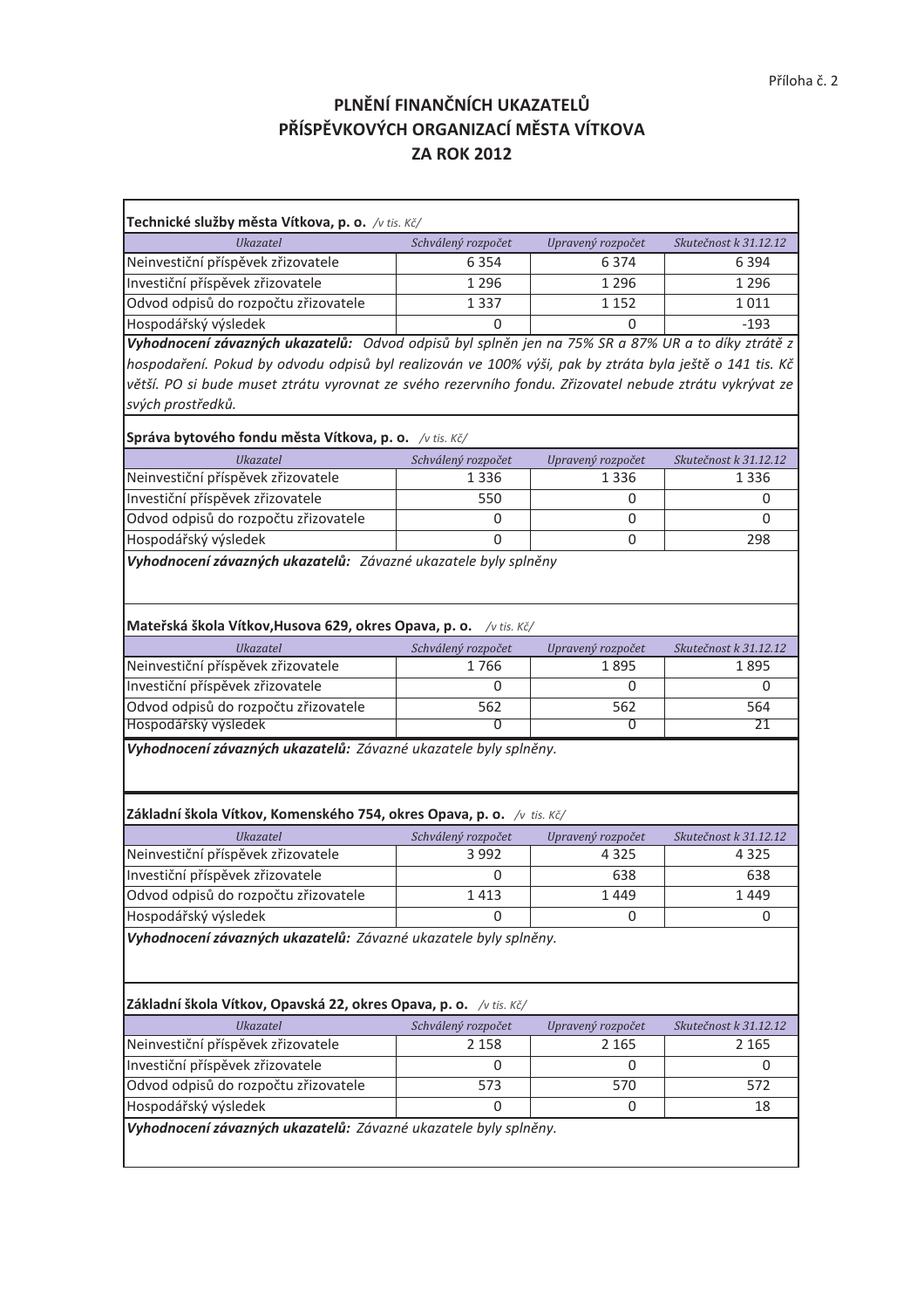Příloha č. 2

# PLNĚNÍ FINANČNÍCH UKAZATELŮ PŘÍSPĚVKOVÝCH ORGANIZACÍ MĚSTA VÍTKOVA ZA ROK 2012

**Technické služby města Vítkova, p. o.** */v tis. Kč/*

| *Ukazatel* | *Schválený rozpočet* | *Upravený rozpočet* | *Skutečnost k 31.12.12* |
|---|---|---|---|
| Neinvestiční příspěvek zřizovatele | 6 354 | 6 374 | 6 394 |
| Investiční příspěvek zřizovatele | 1 296 | 1 296 | 1 296 |
| Odvod odpisů do rozpočtu zřizovatele | 1 337 | 1 152 | 1 011 |
| Hospodářský výsledek | 0 | 0 | -193 |

***Vyhodnocení závazných ukazatelů:*** *Odvod odpisů byl splněn jen na 75% SR a 87% UR a to díky ztrátě z hospodaření. Pokud by odvodu odpisů byl realizován ve 100% výši, pak by ztráta byla ještě o 141 tis. Kč větší. PO si bude muset ztrátu vyrovnat ze svého rezervního fondu. Zřizovatel nebude ztrátu vykrývat ze svých prostředků.*

**Správa bytového fondu města Vítkova, p. o.** */v tis. Kč/*

| *Ukazatel* | *Schválený rozpočet* | *Upravený rozpočet* | *Skutečnost k 31.12.12* |
|---|---|---|---|
| Neinvestiční příspěvek zřizovatele | 1 336 | 1 336 | 1 336 |
| Investiční příspěvek zřizovatele | 550 | 0 | 0 |
| Odvod odpisů do rozpočtu zřizovatele | 0 | 0 | 0 |
| Hospodářský výsledek | 0 | 0 | 298 |

***Vyhodnocení závazných ukazatelů:*** *Závazné ukazatele byly splněny*

**Mateřská škola Vítkov,Husova 629, okres Opava, p. o.** */v tis. Kč/*

| *Ukazatel* | *Schválený rozpočet* | *Upravený rozpočet* | *Skutečnost k 31.12.12* |
|---|---|---|---|
| Neinvestiční příspěvek zřizovatele | 1 766 | 1 895 | 1 895 |
| Investiční příspěvek zřizovatele | 0 | 0 | 0 |
| Odvod odpisů do rozpočtu zřizovatele | 562 | 562 | 564 |
| Hospodářský výsledek | 0 | 0 | 21 |

***Vyhodnocení závazných ukazatelů:*** *Závazné ukazatele byly splněny.*

**Základní škola Vítkov, Komenského 754, okres Opava, p. o.** */v tis. Kč/*

| *Ukazatel* | *Schválený rozpočet* | *Upravený rozpočet* | *Skutečnost k 31.12.12* |
|---|---|---|---|
| Neinvestiční příspěvek zřizovatele | 3 992 | 4 325 | 4 325 |
| Investiční příspěvek zřizovatele | 0 | 638 | 638 |
| Odvod odpisů do rozpočtu zřizovatele | 1 413 | 1 449 | 1 449 |
| Hospodářský výsledek | 0 | 0 | 0 |

***Vyhodnocení závazných ukazatelů:*** *Závazné ukazatele byly splněny.*

**Základní škola Vítkov, Opavská 22, okres Opava, p. o.** */v tis. Kč/*

| *Ukazatel* | *Schválený rozpočet* | *Upravený rozpočet* | *Skutečnost k 31.12.12* |
|---|---|---|---|
| Neinvestiční příspěvek zřizovatele | 2 158 | 2 165 | 2 165 |
| Investiční příspěvek zřizovatele | 0 | 0 | 0 |
| Odvod odpisů do rozpočtu zřizovatele | 573 | 570 | 572 |
| Hospodářský výsledek | 0 | 0 | 18 |

***Vyhodnocení závazných ukazatelů:*** *Závazné ukazatele byly splněny.*